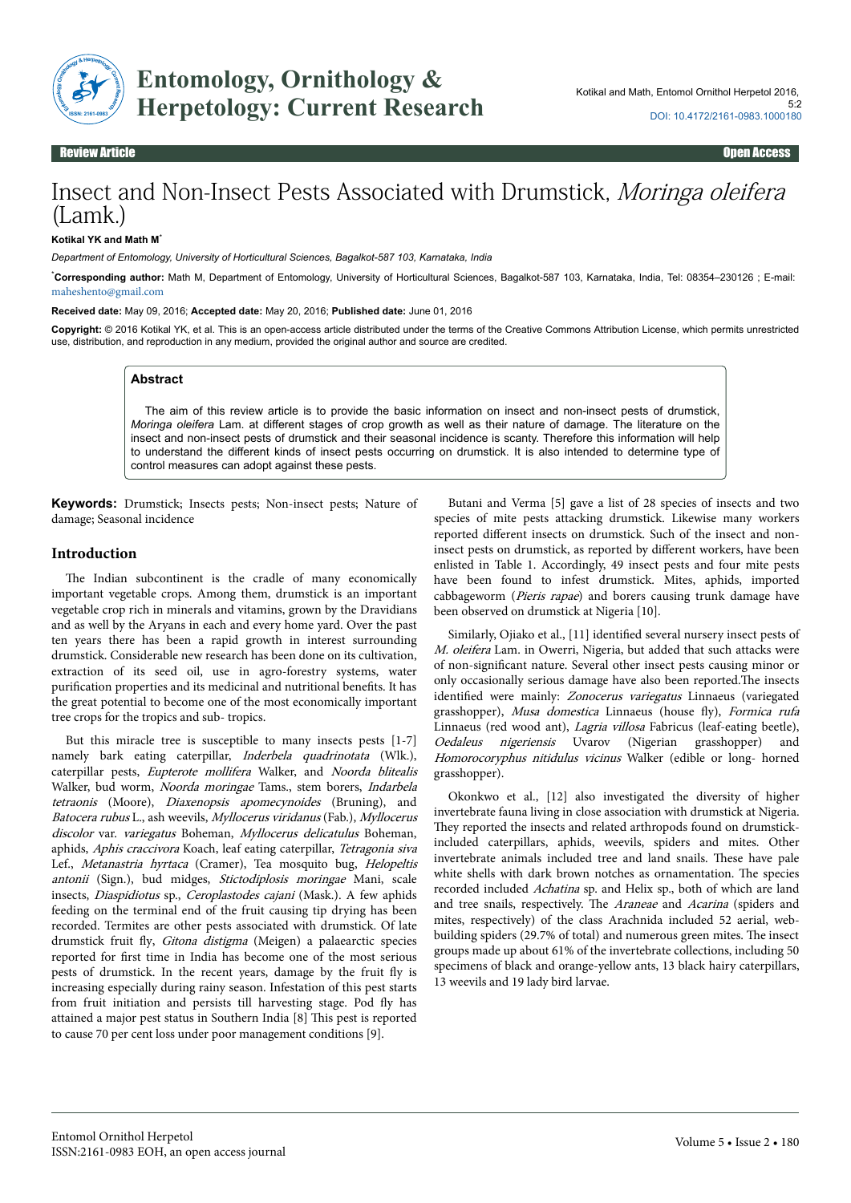Review Article | Open Access

# Insect and Non-Insect Pests Associated with Drumstick, *Moringa oleifera* (Lamk.)

**Kotikal YK and Math M***

*Department of Entomology, University of Horticultural Sciences, Bagalkot-587 103, Karnataka, India*

***Corresponding author:** Math M, Department of Entomology, University of Horticultural Sciences, Bagalkot-587 103, Karnataka, India, Tel: 08354–230126 ; E-mail: maheshento@gmail.com

**Received date:** May 09, 2016; **Accepted date:** May 20, 2016; **Published date:** June 01, 2016

**Copyright:** © 2016 Kotikal YK, et al. This is an open-access article distributed under the terms of the Creative Commons Attribution License, which permits unrestricted use, distribution, and reproduction in any medium, provided the original author and source are credited.

## Abstract

The aim of this review article is to provide the basic information on insect and non-insect pests of drumstick, *Moringa oleifera* Lam. at different stages of crop growth as well as their nature of damage. The literature on the insect and non-insect pests of drumstick and their seasonal incidence is scanty. Therefore this information will help to understand the different kinds of insect pests occurring on drumstick. It is also intended to determine type of control measures can adopt against these pests.

**Keywords:** Drumstick; Insects pests; Non-insect pests; Nature of damage; Seasonal incidence

## Introduction

The Indian subcontinent is the cradle of many economically important vegetable crops. Among them, drumstick is an important vegetable crop rich in minerals and vitamins, grown by the Dravidians and as well by the Aryans in each and every home yard. Over the past ten years there has been a rapid growth in interest surrounding drumstick. Considerable new research has been done on its cultivation, extraction of its seed oil, use in agro-forestry systems, water purification properties and its medicinal and nutritional benefits. It has the great potential to become one of the most economically important tree crops for the tropics and sub- tropics.

But this miracle tree is susceptible to many insects pests [1-7] namely bark eating caterpillar, *Inderbela quadrinotata* (Wlk.), caterpillar pests, *Eupterote mollifera* Walker, and *Noorda blitealis* Walker, bud worm, *Noorda moringae* Tams., stem borers, *Indarbela tetraonis* (Moore), *Diaxenopsis apomecynoides* (Bruning), and *Batocera rubus* L., ash weevils, *Myllocerus viridanus* (Fab.), *Myllocerus discolor* var. *variegatus* Boheman, *Myllocerus delicatulus* Boheman, aphids, *Aphis craccivora* Koach, leaf eating caterpillar, *Tetragonia siva* Lef., *Metanastria hyrtaca* (Cramer), Tea mosquito bug, *Helopeltis antonii* (Sign.), bud midges, *Stictodiplosis moringae* Mani, scale insects, *Diaspidiotus* sp., *Ceroplastodes cajani* (Mask.). A few aphids feeding on the terminal end of the fruit causing tip drying has been recorded. Termites are other pests associated with drumstick. Of late drumstick fruit fly, *Gitona distigma* (Meigen) a palaearctic species reported for first time in India has become one of the most serious pests of drumstick. In the recent years, damage by the fruit fly is increasing especially during rainy season. Infestation of this pest starts from fruit initiation and persists till harvesting stage. Pod fly has attained a major pest status in Southern India [8] This pest is reported to cause 70 per cent loss under poor management conditions [9].

Butani and Verma [5] gave a list of 28 species of insects and two species of mite pests attacking drumstick. Likewise many workers reported different insects on drumstick. Such of the insect and non-insect pests on drumstick, as reported by different workers, have been enlisted in Table 1. Accordingly, 49 insect pests and four mite pests have been found to infest drumstick. Mites, aphids, imported cabbageworm (*Pieris rapae*) and borers causing trunk damage have been observed on drumstick at Nigeria [10].

Similarly, Ojiako et al., [11] identified several nursery insect pests of *M. oleifera* Lam. in Owerri, Nigeria, but added that such attacks were of non-significant nature. Several other insect pests causing minor or only occasionally serious damage have also been reported.The insects identified were mainly: *Zonocerus variegatus* Linnaeus (variegated grasshopper), *Musa domestica* Linnaeus (house fly), *Formica rufa* Linnaeus (red wood ant), *Lagria villosa* Fabricus (leaf-eating beetle), *Oedaleus nigeriensis* Uvarov (Nigerian grasshopper) and *Homorocoryphus nitidulus vicinus* Walker (edible or long- horned grasshopper).

Okonkwo et al., [12] also investigated the diversity of higher invertebrate fauna living in close association with drumstick at Nigeria. They reported the insects and related arthropods found on drumstick-included caterpillars, aphids, weevils, spiders and mites. Other invertebrate animals included tree and land snails. These have pale white shells with dark brown notches as ornamentation. The species recorded included *Achatina* sp. and Helix sp., both of which are land and tree snails, respectively. The *Araneae* and *Acarina* (spiders and mites, respectively) of the class Arachnida included 52 aerial, web-building spiders (29.7% of total) and numerous green mites. The insect groups made up about 61% of the invertebrate collections, including 50 specimens of black and orange-yellow ants, 13 black hairy caterpillars, 13 weevils and 19 lady bird larvae.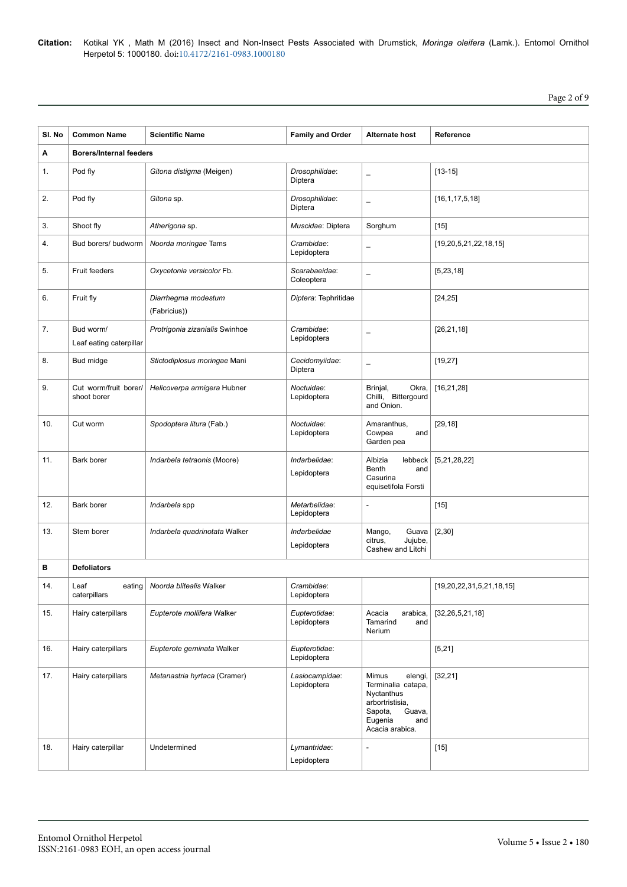| Sl. No | Common Name | Scientific Name | Family and Order | Alternate host | Reference |
|---|---|---|---|---|---|
| **A** | **Borers/Internal feeders** | | | | |
| 1. | Pod fly | *Gitona distigma* (Meigen) | *Drosophilidae*: Diptera | _ | [13-15] |
| 2. | Pod fly | *Gitona* sp. | *Drosophilidae*: Diptera | _ | [16,1,17,5,18] |
| 3. | Shoot fly | *Atherigona* sp. | *Muscidae*: Diptera | Sorghum | [15] |
| 4. | Bud borers/ budworm | *Noorda moringae* Tams | *Crambidae*: Lepidoptera | _ | [19,20,5,21,22,18,15] |
| 5. | Fruit feeders | *Oxycetonia versicolor* Fb. | *Scarabaeidae*: Coleoptera | _ | [5,23,18] |
| 6. | Fruit fly | *Diarrhegma modestum* (Fabricius)) | *Diptera*: Tephritidae | | [24,25] |
| 7. | Bud worm/ Leaf eating caterpillar | *Protrigonia zizanialis* Swinhoe | *Crambidae*: Lepidoptera | _ | [26,21,18] |
| 8. | Bud midge | *Stictodiplosus moringae* Mani | *Cecidomyiidae*: Diptera | _ | [19,27] |
| 9. | Cut worm/fruit borer/ shoot borer | *Helicoverpa armigera* Hubner | *Noctuidae*: Lepidoptera | Brinjal, Okra, Chilli, Bittergourd and Onion. | [16,21,28] |
| 10. | Cut worm | *Spodoptera litura* (Fab.) | *Noctuidae*: Lepidoptera | Amaranthus, Cowpea and Garden pea | [29,18] |
| 11. | Bark borer | *Indarbela tetraonis* (Moore) | *Indarbelidae*: Lepidoptera | Albizia lebbeck Benth and Casurina equisetifola Forsti | [5,21,28,22] |
| 12. | Bark borer | *Indarbela* spp | *Metarbelidae*: Lepidoptera | - | [15] |
| 13. | Stem borer | *Indarbela quadrinotata* Walker | *Indarbelidae* Lepidoptera | Mango, Guava citrus, Jujube, Cashew and Litchi | [2,30] |
| **B** | **Defoliators** | | | | |
| 14. | Leaf eating caterpillars | *Noorda blitealis* Walker | *Crambidae*: Lepidoptera | | [19,20,22,31,5,21,18,15] |
| 15. | Hairy caterpillars | *Eupterote mollifera* Walker | *Eupterotidae*: Lepidoptera | Acacia arabica, Tamarind and Nerium | [32,26,5,21,18] |
| 16. | Hairy caterpillars | *Eupterote geminata* Walker | *Eupterotidae*: Lepidoptera | | [5,21] |
| 17. | Hairy caterpillars | *Metanastria hyrtaca* (Cramer) | *Lasiocampidae*: Lepidoptera | Mimus elengi, Terminalia catapa, Nyctanthus arbortristisia, Sapota, Guava, Eugenia and Acacia arabica. | [32,21] |
| 18. | Hairy caterpillar | Undetermined | *Lymantridae*: Lepidoptera | - | [15] |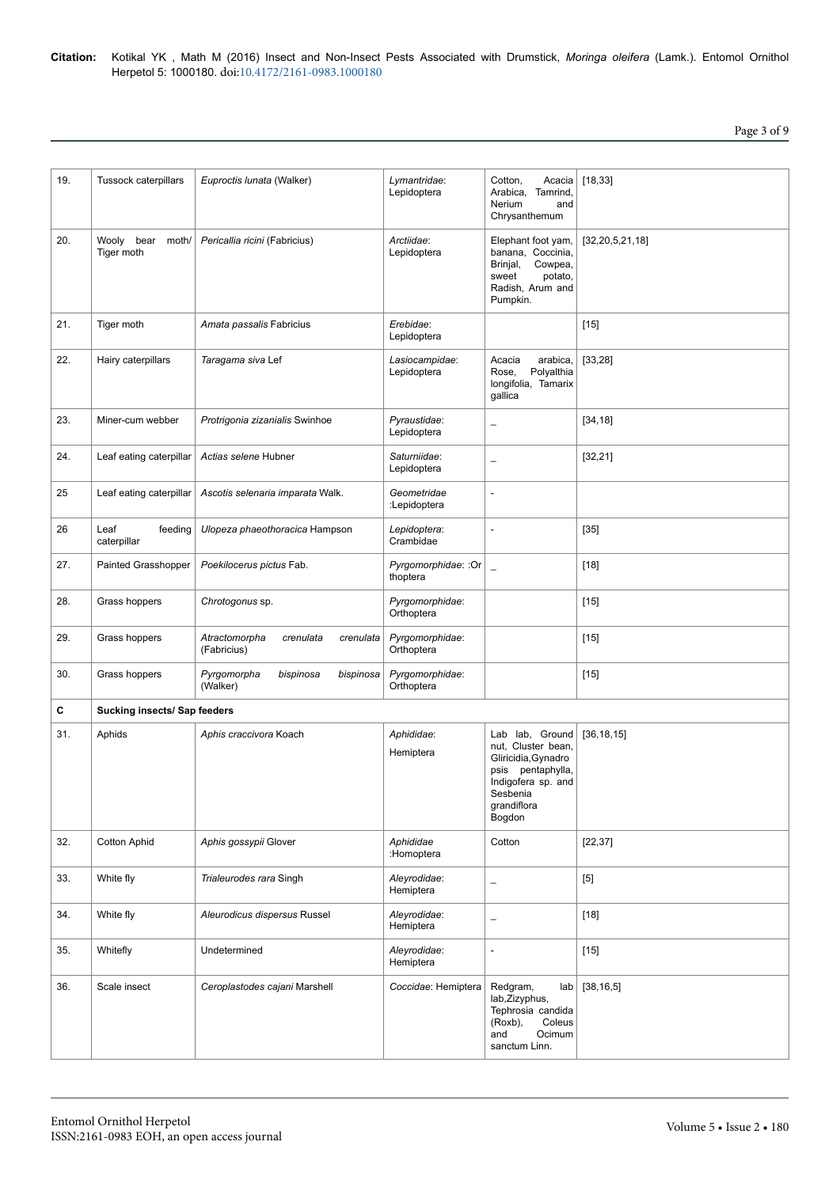| 19. | Tussock caterpillars | *Euproctis lunata* (Walker) | *Lymantridae*: Lepidoptera | Cotton, Acacia Arabica, Tamrind, Nerium and Chrysanthemum | [18,33] |
|---|---|---|---|---|---|
| 20. | Wooly bear moth/ Tiger moth | *Pericallia ricini* (Fabricius) | *Arctiidae*: Lepidoptera | Elephant foot yam, banana, Coccinia, Brinjal, Cowpea, sweet potato, Radish, Arum and Pumpkin. | [32,20,5,21,18] |
| 21. | Tiger moth | *Amata passalis* Fabricius | *Erebidae*: Lepidoptera | | [15] |
| 22. | Hairy caterpillars | *Taragama siva* Lef | *Lasiocampidae*: Lepidoptera | Acacia arabica, Rose, Polyalthia longifolia, Tamarix gallica | [33,28] |
| 23. | Miner-cum webber | *Protrigonia zizanialis* Swinhoe | *Pyraustidae*: Lepidoptera | _ | [34,18] |
| 24. | Leaf eating caterpillar | *Actias selene* Hubner | *Saturniidae*: Lepidoptera | _ | [32,21] |
| 25 | Leaf eating caterpillar | *Ascotis selenaria imparata* Walk. | *Geometridae* :Lepidoptera | - | |
| 26 | Leaf feeding caterpillar | *Ulopeza phaeothoracica* Hampson | *Lepidoptera*: Crambidae | - | [35] |
| 27. | Painted Grasshopper | *Poekilocerus pictus* Fab. | *Pyrgomorphidae*: :Orthoptera | _ | [18] |
| 28. | Grass hoppers | *Chrotogonus* sp. | *Pyrgomorphidae*: Orthoptera | | [15] |
| 29. | Grass hoppers | *Atractomorpha crenulata crenulata* (Fabricius) | *Pyrgomorphidae*: Orthoptera | | [15] |
| 30. | Grass hoppers | *Pyrgomorpha bispinosa bispinosa* (Walker) | *Pyrgomorphidae*: Orthoptera | | [15] |
| **C** | **Sucking insects/ Sap feeders** | | | | |
| 31. | Aphids | *Aphis craccivora* Koach | *Aphididae*: Hemiptera | Lab lab, Ground nut, Cluster bean, Gliricidia,Gynadropsis pentaphylla, Indigofera sp. and Sesbenia grandiflora Bogdon | [36,18,15] |
| 32. | Cotton Aphid | *Aphis gossypii* Glover | *Aphididae* :Homoptera | Cotton | [22,37] |
| 33. | White fly | *Trialeurodes rara* Singh | *Aleyrodidae*: Hemiptera | _ | [5] |
| 34. | White fly | *Aleurodicus dispersus* Russel | *Aleyrodidae*: Hemiptera | _ | [18] |
| 35. | Whitefly | Undetermined | *Aleyrodidae*: Hemiptera | - | [15] |
| 36. | Scale insect | *Ceroplastodes cajani* Marshell | *Coccidae*: Hemiptera | Redgram, lab lab,Zizyphus, Tephrosia candida (Roxb), Coleus and Ocimum sanctum Linn. | [38,16,5] |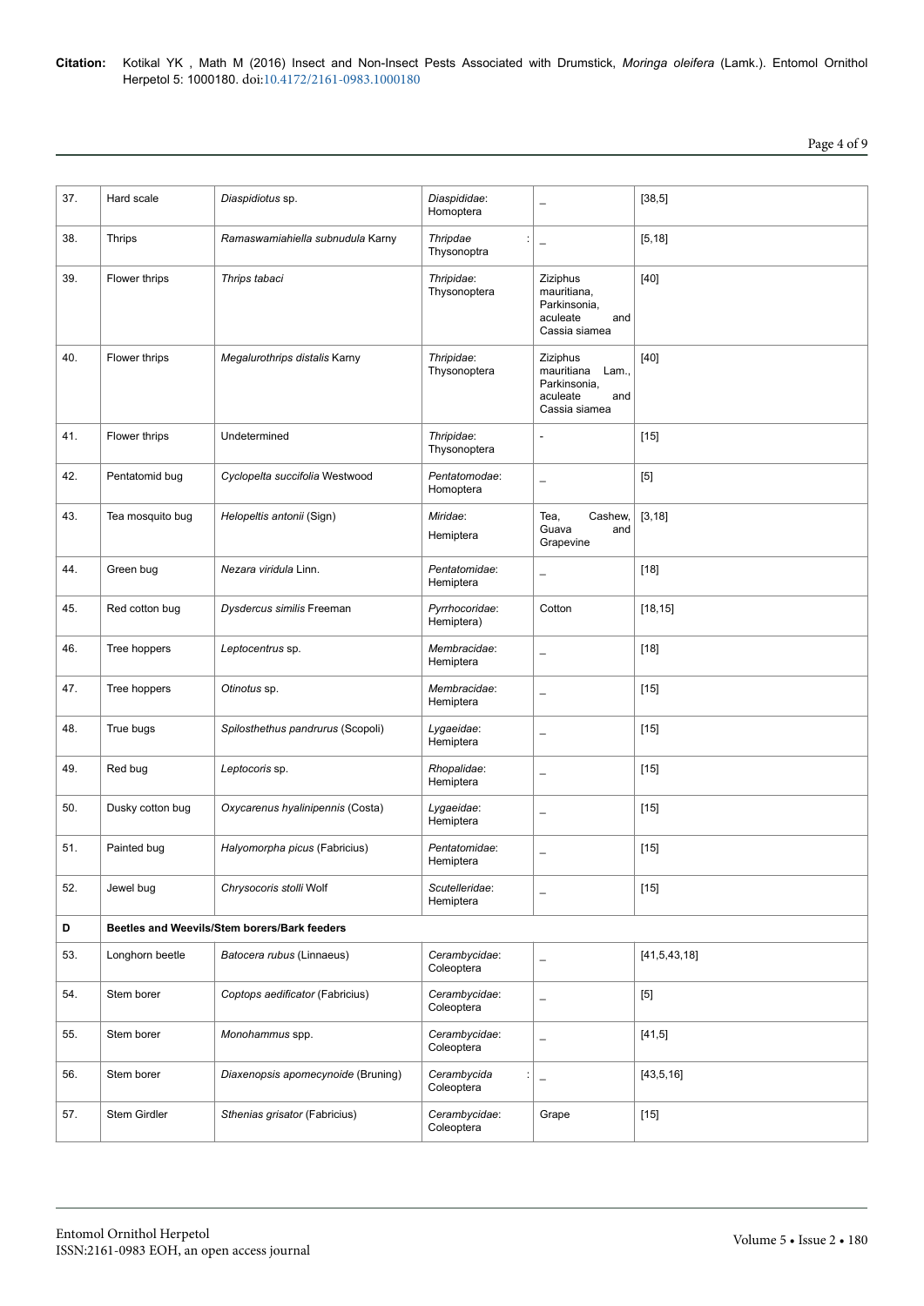| 37. | Hard scale | *Diaspidiotus* sp. | *Diaspididae*: Homoptera | _ | [38,5] |
|---|---|---|---|---|---|
| 38. | Thrips | *Ramaswamiahiella subnudula* Karny | *Thripdae* : Thysonoptra | _ | [5,18] |
| 39. | Flower thrips | *Thrips tabaci* | *Thripidae*: Thysonoptera | Ziziphus mauritiana, Parkinsonia, aculeate and Cassia siamea | [40] |
| 40. | Flower thrips | *Megalurothrips distalis* Karny | *Thripidae*: Thysonoptera | Ziziphus mauritiana Lam., Parkinsonia, aculeate and Cassia siamea | [40] |
| 41. | Flower thrips | Undetermined | *Thripidae*: Thysonoptera | - | [15] |
| 42. | Pentatomid bug | *Cyclopelta succifolia* Westwood | *Pentatomodae*: Homoptera | _ | [5] |
| 43. | Tea mosquito bug | *Helopeltis antonii* (Sign) | *Miridae*: Hemiptera | Tea, Cashew, Guava and Grapevine | [3,18] |
| 44. | Green bug | *Nezara viridula* Linn. | *Pentatomidae*: Hemiptera | _ | [18] |
| 45. | Red cotton bug | *Dysdercus similis* Freeman | *Pyrrhocoridae*: Hemiptera) | Cotton | [18,15] |
| 46. | Tree hoppers | *Leptocentrus* sp. | *Membracidae*: Hemiptera | _ | [18] |
| 47. | Tree hoppers | *Otinotus* sp. | *Membracidae*: Hemiptera | _ | [15] |
| 48. | True bugs | *Spilosthethus pandrurus* (Scopoli) | *Lygaeidae*: Hemiptera | _ | [15] |
| 49. | Red bug | *Leptocoris* sp. | *Rhopalidae*: Hemiptera | _ | [15] |
| 50. | Dusky cotton bug | *Oxycarenus hyalinipennis* (Costa) | *Lygaeidae*: Hemiptera | _ | [15] |
| 51. | Painted bug | *Halyomorpha picus* (Fabricius) | *Pentatomidae*: Hemiptera | _ | [15] |
| 52. | Jewel bug | *Chrysocoris stolli* Wolf | *Scutelleridae*: Hemiptera | _ | [15] |
| **D** | **Beetles and Weevils/Stem borers/Bark feeders** | | | | |
| 53. | Longhorn beetle | *Batocera rubus* (Linnaeus) | *Cerambycidae*: Coleoptera | _ | [41,5,43,18] |
| 54. | Stem borer | *Coptops aedificator* (Fabricius) | *Cerambycidae*: Coleoptera | _ | [5] |
| 55. | Stem borer | *Monohammus* spp. | *Cerambycidae*: Coleoptera | _ | [41,5] |
| 56. | Stem borer | *Diaxenopsis apomecynoide* (Bruning) | *Cerambycida* : Coleoptera | _ | [43,5,16] |
| 57. | Stem Girdler | *Sthenias grisator* (Fabricius) | *Cerambycidae*: Coleoptera | Grape | [15] |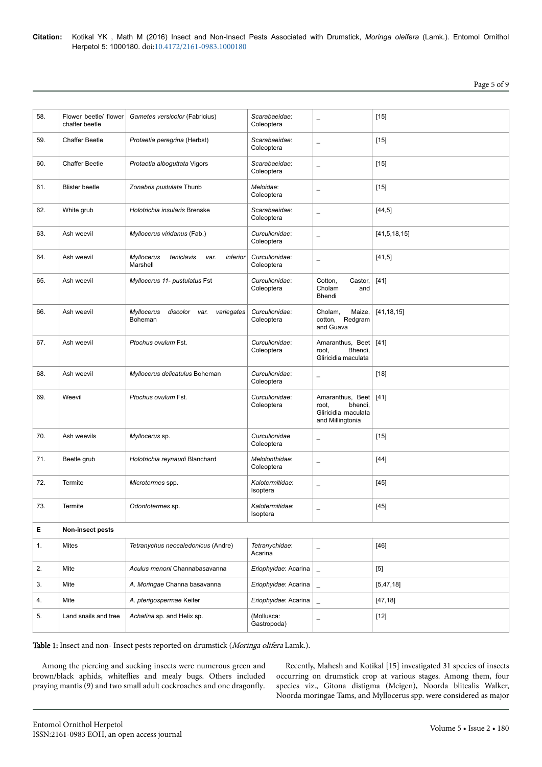| 58. | Flower beetle/ flower chaffer beetle | *Gametes versicolor* (Fabricius) | *Scarabaeidae*: Coleoptera | _ | [15] |
|---|---|---|---|---|---|
| 59. | Chaffer Beetle | *Protaetia peregrina* (Herbst) | *Scarabaeidae*: Coleoptera | _ | [15] |
| 60. | Chaffer Beetle | *Protaetia alboguttata* Vigors | *Scarabaeidae*: Coleoptera | _ | [15] |
| 61. | Blister beetle | *Zonabris pustulata* Thunb | *Meloidae*: Coleoptera | _ | [15] |
| 62. | White grub | *Holotrichia insularis* Brenske | *Scarabaeidae*: Coleoptera | _ | [44,5] |
| 63. | Ash weevil | *Myllocerus viridanus* (Fab.) | *Curculionidae*: Coleoptera | _ | [41,5,18,15] |
| 64. | Ash weevil | *Myllocerus teniclavis var. inferior* Marshell | *Curculionidae*: Coleoptera | _ | [41,5] |
| 65. | Ash weevil | *Myllocerus 11- pustulatus* Fst | *Curculionidae*: Coleoptera | Cotton, Castor, Cholam and Bhendi | [41] |
| 66. | Ash weevil | *Myllocerus discolor var. variegates* Boheman | *Curculionidae*: Coleoptera | Cholam, Maize, cotton, Redgram and Guava | [41,18,15] |
| 67. | Ash weevil | *Ptochus ovulum* Fst. | *Curculionidae*: Coleoptera | Amaranthus, Beet root, Bhendi, Gliricidia maculata | [41] |
| 68. | Ash weevil | *Myllocerus delicatulus* Boheman | *Curculionidae*: Coleoptera | _ | [18] |
| 69. | Weevil | *Ptochus ovulum* Fst. | *Curculionidae*: Coleoptera | Amaranthus, Beet root, bhendi, Gliricidia maculata and Millingtonia | [41] |
| 70. | Ash weevils | *Myllocerus* sp. | *Curculionidae* Coleoptera | _ | [15] |
| 71. | Beetle grub | *Holotrichia reynaudi* Blanchard | *Melolonthidae*: Coleoptera | _ | [44] |
| 72. | Termite | *Microtermes* spp. | *Kalotermitidae*: Isoptera | _ | [45] |
| 73. | Termite | *Odontotermes* sp. | *Kalotermitidae*: Isoptera | _ | [45] |
| **E** | **Non-insect pests** | | | | |
| 1. | Mites | *Tetranychus neocaledonicus* (Andre) | *Tetranychidae*: Acarina | _ | [46] |
| 2. | Mite | *Aculus menoni* Channabasavanna | *Eriophyidae*: Acarina | _ | [5] |
| 3. | Mite | *A. Moringae* Channa basavanna | *Eriophyidae*: Acarina | _ | [5,47,18] |
| 4. | Mite | *A. pterigospermae* Keifer | *Eriophyidae*: Acarina | _ | [47,18] |
| 5. | Land snails and tree | *Achatina* sp. and Helix sp. | (Mollusca: Gastropoda) | _ | [12] |

**Table 1:** Insect and non- Insect pests reported on drumstick (*Moringa olifera* Lamk.).

Among the piercing and sucking insects were numerous green and brown/black aphids, whiteflies and mealy bugs. Others included praying mantis (9) and two small adult cockroaches and one dragonfly.

Recently, Mahesh and Kotikal [15] investigated 31 species of insects occurring on drumstick crop at various stages. Among them, four species viz., Gitona distigma (Meigen), Noorda blitealis Walker, Noorda moringae Tams, and Myllocerus spp. were considered as major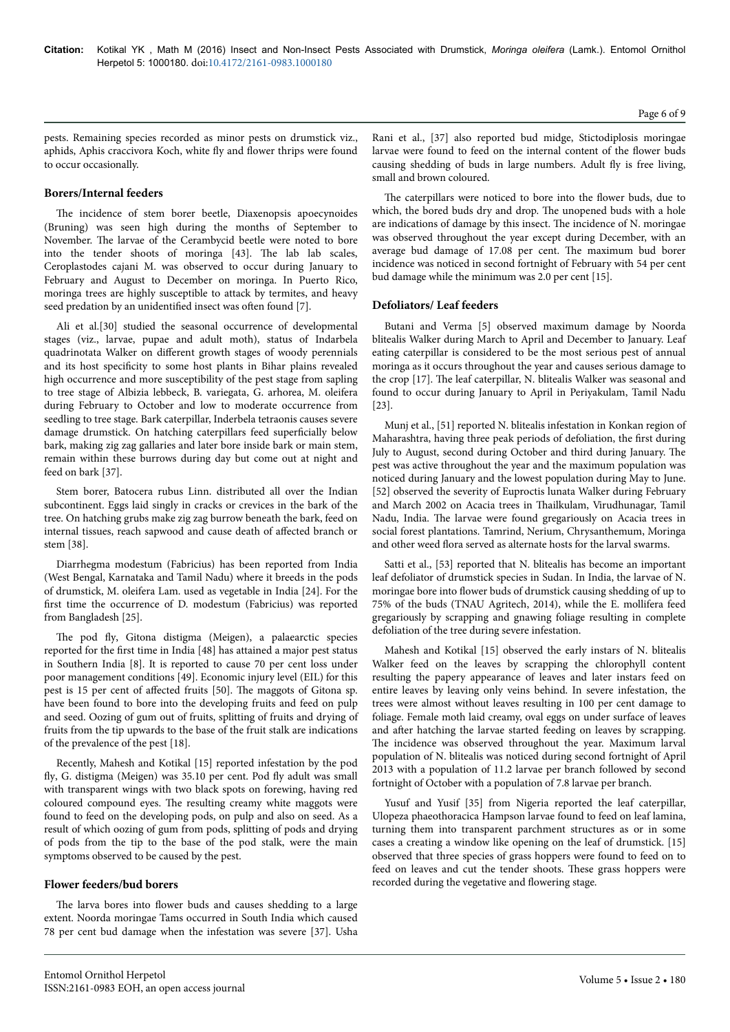pests. Remaining species recorded as minor pests on drumstick viz., aphids, Aphis craccivora Koch, white fly and flower thrips were found to occur occasionally.

### Borers/Internal feeders

The incidence of stem borer beetle, Diaxenopsis apoecynoides (Bruning) was seen high during the months of September to November. The larvae of the Cerambycid beetle were noted to bore into the tender shoots of moringa [43]. The lab lab scales, Ceroplastodes cajani M. was observed to occur during January to February and August to December on moringa. In Puerto Rico, moringa trees are highly susceptible to attack by termites, and heavy seed predation by an unidentified insect was often found [7].

Ali et al.[30] studied the seasonal occurrence of developmental stages (viz., larvae, pupae and adult moth), status of Indarbela quadrinotata Walker on different growth stages of woody perennials and its host specificity to some host plants in Bihar plains revealed high occurrence and more susceptibility of the pest stage from sapling to tree stage of Albizia lebbeck, B. variegata, G. arhorea, M. oleifera during February to October and low to moderate occurrence from seedling to tree stage. Bark caterpillar, Inderbela tetraonis causes severe damage drumstick. On hatching caterpillars feed superficially below bark, making zig zag gallaries and later bore inside bark or main stem, remain within these burrows during day but come out at night and feed on bark [37].

Stem borer, Batocera rubus Linn. distributed all over the Indian subcontinent. Eggs laid singly in cracks or crevices in the bark of the tree. On hatching grubs make zig zag burrow beneath the bark, feed on internal tissues, reach sapwood and cause death of affected branch or stem [38].

Diarrhegma modestum (Fabricius) has been reported from India (West Bengal, Karnataka and Tamil Nadu) where it breeds in the pods of drumstick, M. oleifera Lam. used as vegetable in India [24]. For the first time the occurrence of D. modestum (Fabricius) was reported from Bangladesh [25].

The pod fly, Gitona distigma (Meigen), a palaearctic species reported for the first time in India [48] has attained a major pest status in Southern India [8]. It is reported to cause 70 per cent loss under poor management conditions [49]. Economic injury level (EIL) for this pest is 15 per cent of affected fruits [50]. The maggots of Gitona sp. have been found to bore into the developing fruits and feed on pulp and seed. Oozing of gum out of fruits, splitting of fruits and drying of fruits from the tip upwards to the base of the fruit stalk are indications of the prevalence of the pest [18].

Recently, Mahesh and Kotikal [15] reported infestation by the pod fly, G. distigma (Meigen) was 35.10 per cent. Pod fly adult was small with transparent wings with two black spots on forewing, having red coloured compound eyes. The resulting creamy white maggots were found to feed on the developing pods, on pulp and also on seed. As a result of which oozing of gum from pods, splitting of pods and drying of pods from the tip to the base of the pod stalk, were the main symptoms observed to be caused by the pest.

### Flower feeders/bud borers

The larva bores into flower buds and causes shedding to a large extent. Noorda moringae Tams occurred in South India which caused 78 per cent bud damage when the infestation was severe [37]. Usha Rani et al., [37] also reported bud midge, Stictodiplosis moringae larvae were found to feed on the internal content of the flower buds causing shedding of buds in large numbers. Adult fly is free living, small and brown coloured.

The caterpillars were noticed to bore into the flower buds, due to which, the bored buds dry and drop. The unopened buds with a hole are indications of damage by this insect. The incidence of N. moringae was observed throughout the year except during December, with an average bud damage of 17.08 per cent. The maximum bud borer incidence was noticed in second fortnight of February with 54 per cent bud damage while the minimum was 2.0 per cent [15].

### Defoliators/ Leaf feeders

Butani and Verma [5] observed maximum damage by Noorda blitealis Walker during March to April and December to January. Leaf eating caterpillar is considered to be the most serious pest of annual moringa as it occurs throughout the year and causes serious damage to the crop [17]. The leaf caterpillar, N. blitealis Walker was seasonal and found to occur during January to April in Periyakulam, Tamil Nadu [23].

Munj et al., [51] reported N. blitealis infestation in Konkan region of Maharashtra, having three peak periods of defoliation, the first during July to August, second during October and third during January. The pest was active throughout the year and the maximum population was noticed during January and the lowest population during May to June. [52] observed the severity of Euproctis lunata Walker during February and March 2002 on Acacia trees in Thailkulam, Virudhunagar, Tamil Nadu, India. The larvae were found gregariously on Acacia trees in social forest plantations. Tamrind, Nerium, Chrysanthemum, Moringa and other weed flora served as alternate hosts for the larval swarms.

Satti et al., [53] reported that N. blitealis has become an important leaf defoliator of drumstick species in Sudan. In India, the larvae of N. moringae bore into flower buds of drumstick causing shedding of up to 75% of the buds (TNAU Agritech, 2014), while the E. mollifera feed gregariously by scrapping and gnawing foliage resulting in complete defoliation of the tree during severe infestation.

Mahesh and Kotikal [15] observed the early instars of N. blitealis Walker feed on the leaves by scrapping the chlorophyll content resulting the papery appearance of leaves and later instars feed on entire leaves by leaving only veins behind. In severe infestation, the trees were almost without leaves resulting in 100 per cent damage to foliage. Female moth laid creamy, oval eggs on under surface of leaves and after hatching the larvae started feeding on leaves by scrapping. The incidence was observed throughout the year. Maximum larval population of N. blitealis was noticed during second fortnight of April 2013 with a population of 11.2 larvae per branch followed by second fortnight of October with a population of 7.8 larvae per branch.

Yusuf and Yusif [35] from Nigeria reported the leaf caterpillar, Ulopeza phaeothoracica Hampson larvae found to feed on leaf lamina, turning them into transparent parchment structures as or in some cases a creating a window like opening on the leaf of drumstick. [15] observed that three species of grass hoppers were found to feed on to feed on leaves and cut the tender shoots. These grass hoppers were recorded during the vegetative and flowering stage.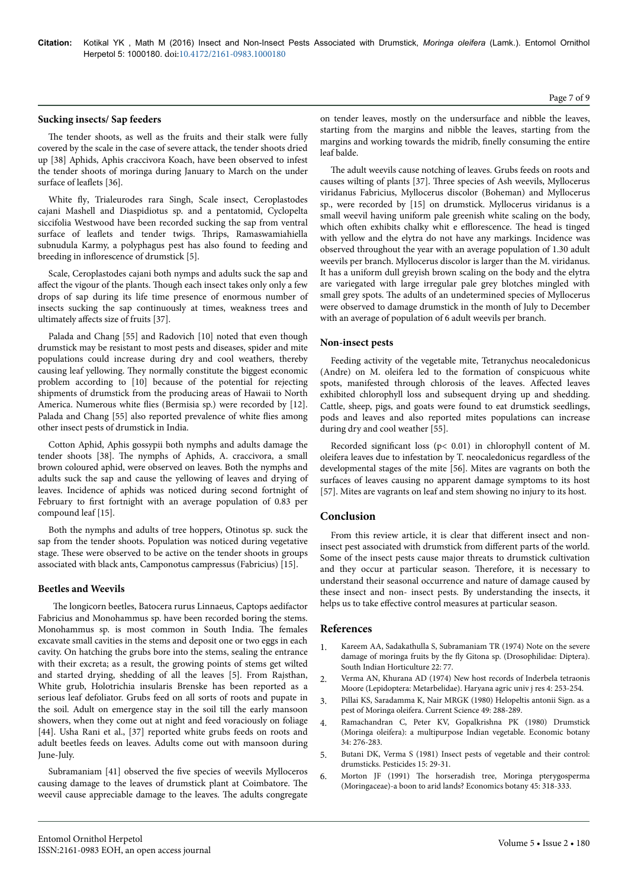### Sucking insects/ Sap feeders

The tender shoots, as well as the fruits and their stalk were fully covered by the scale in the case of severe attack, the tender shoots dried up [38] Aphids, Aphis craccivora Koach, have been observed to infest the tender shoots of moringa during January to March on the under surface of leaflets [36].

White fly, Trialeurodes rara Singh, Scale insect, Ceroplastodes cajani Mashell and Diaspidiotus sp. and a pentatomid, Cyclopelta siccifolia Westwood have been recorded sucking the sap from ventral surface of leaflets and tender twigs. Thrips, Ramaswamiahiella subnudula Karmy, a polyphagus pest has also found to feeding and breeding in inflorescence of drumstick [5].

Scale, Ceroplastodes cajani both nymps and adults suck the sap and affect the vigour of the plants. Though each insect takes only only a few drops of sap during its life time presence of enormous number of insects sucking the sap continuously at times, weakness trees and ultimately affects size of fruits [37].

Palada and Chang [55] and Radovich [10] noted that even though drumstick may be resistant to most pests and diseases, spider and mite populations could increase during dry and cool weathers, thereby causing leaf yellowing. They normally constitute the biggest economic problem according to [10] because of the potential for rejecting shipments of drumstick from the producing areas of Hawaii to North America. Numerous white flies (Bermisia sp.) were recorded by [12]. Palada and Chang [55] also reported prevalence of white flies among other insect pests of drumstick in India.

Cotton Aphid, Aphis gossypii both nymphs and adults damage the tender shoots [38]. The nymphs of Aphids, A. craccivora, a small brown coloured aphid, were observed on leaves. Both the nymphs and adults suck the sap and cause the yellowing of leaves and drying of leaves. Incidence of aphids was noticed during second fortnight of February to first fortnight with an average population of 0.83 per compound leaf [15].

Both the nymphs and adults of tree hoppers, Otinotus sp. suck the sap from the tender shoots. Population was noticed during vegetative stage. These were observed to be active on the tender shoots in groups associated with black ants, Camponotus campressus (Fabricius) [15].

### Beetles and Weevils

The longicorn beetles, Batocera rurus Linnaeus, Captops aedifactor Fabricius and Monohammus sp. have been recorded boring the stems. Monohammus sp. is most common in South India. The females excavate small cavities in the stems and deposit one or two eggs in each cavity. On hatching the grubs bore into the stems, sealing the entrance with their excreta; as a result, the growing points of stems get wilted and started drying, shedding of all the leaves [5]. From Rajsthan, White grub, Holotrichia insularis Brenske has been reported as a serious leaf defoliator. Grubs feed on all sorts of roots and pupate in the soil. Adult on emergence stay in the soil till the early mansoon showers, when they come out at night and feed voraciously on foliage [44]. Usha Rani et al., [37] reported white grubs feeds on roots and adult beetles feeds on leaves. Adults come out with mansoon during June-July.

Subramaniam [41] observed the five species of weevils Mylloceros causing damage to the leaves of drumstick plant at Coimbatore. The weevil cause appreciable damage to the leaves. The adults congregate on tender leaves, mostly on the undersurface and nibble the leaves, starting from the margins and nibble the leaves, starting from the margins and working towards the midrib, finelly consuming the entire leaf balde.

The adult weevils cause notching of leaves. Grubs feeds on roots and causes wilting of plants [37]. Three species of Ash weevils, Myllocerus viridanus Fabricius, Myllocerus discolor (Boheman) and Myllocerus sp., were recorded by [15] on drumstick. Myllocerus viridanus is a small weevil having uniform pale greenish white scaling on the body, which often exhibits chalky whit e efflorescence. The head is tinged with yellow and the elytra do not have any markings. Incidence was observed throughout the year with an average population of 1.30 adult weevils per branch. Myllocerus discolor is larger than the M. viridanus. It has a uniform dull greyish brown scaling on the body and the elytra are variegated with large irregular pale grey blotches mingled with small grey spots. The adults of an undetermined species of Myllocerus were observed to damage drumstick in the month of July to December with an average of population of 6 adult weevils per branch.

### Non-insect pests

Feeding activity of the vegetable mite, Tetranychus neocaledonicus (Andre) on M. oleifera led to the formation of conspicuous white spots, manifested through chlorosis of the leaves. Affected leaves exhibited chlorophyll loss and subsequent drying up and shedding. Cattle, sheep, pigs, and goats were found to eat drumstick seedlings, pods and leaves and also reported mites populations can increase during dry and cool weather [55].

Recorded significant loss ($p < 0.01$) in chlorophyll content of M. oleifera leaves due to infestation by T. neocaledonicus regardless of the developmental stages of the mite [56]. Mites are vagrants on both the surfaces of leaves causing no apparent damage symptoms to its host [57]. Mites are vagrants on leaf and stem showing no injury to its host.

## Conclusion

From this review article, it is clear that different insect and non-insect pest associated with drumstick from different parts of the world. Some of the insect pests cause major threats to drumstick cultivation and they occur at particular season. Therefore, it is necessary to understand their seasonal occurrence and nature of damage caused by these insect and non- insect pests. By understanding the insects, it helps us to take effective control measures at particular season.

## References

1. Kareem AA, Sadakathulla S, Subramaniam TR (1974) Note on the severe damage of moringa fruits by the fly Gitona sp. (Drosophilidae: Diptera). South Indian Horticulture 22: 77.
2. Verma AN, Khurana AD (1974) New host records of Inderbela tetraonis Moore (Lepidoptera: Metarbelidae). Haryana agric univ j res 4: 253-254.
3. Pillai KS, Saradamma K, Nair MRGK (1980) Helopeltis antonii Sign. as a pest of Moringa oleifera. Current Science 49: 288-289.
4. Ramachandran C, Peter KV, Gopalkrishna PK (1980) Drumstick (Moringa oleifera): a multipurpose Indian vegetable. Economic botany 34: 276-283.
5. Butani DK, Verma S (1981) Insect pests of vegetable and their control: drumsticks. Pesticides 15: 29-31.
6. Morton JF (1991) The horseradish tree, Moringa pterygosperma (Moringaceae)-a boon to arid lands? Economics botany 45: 318-333.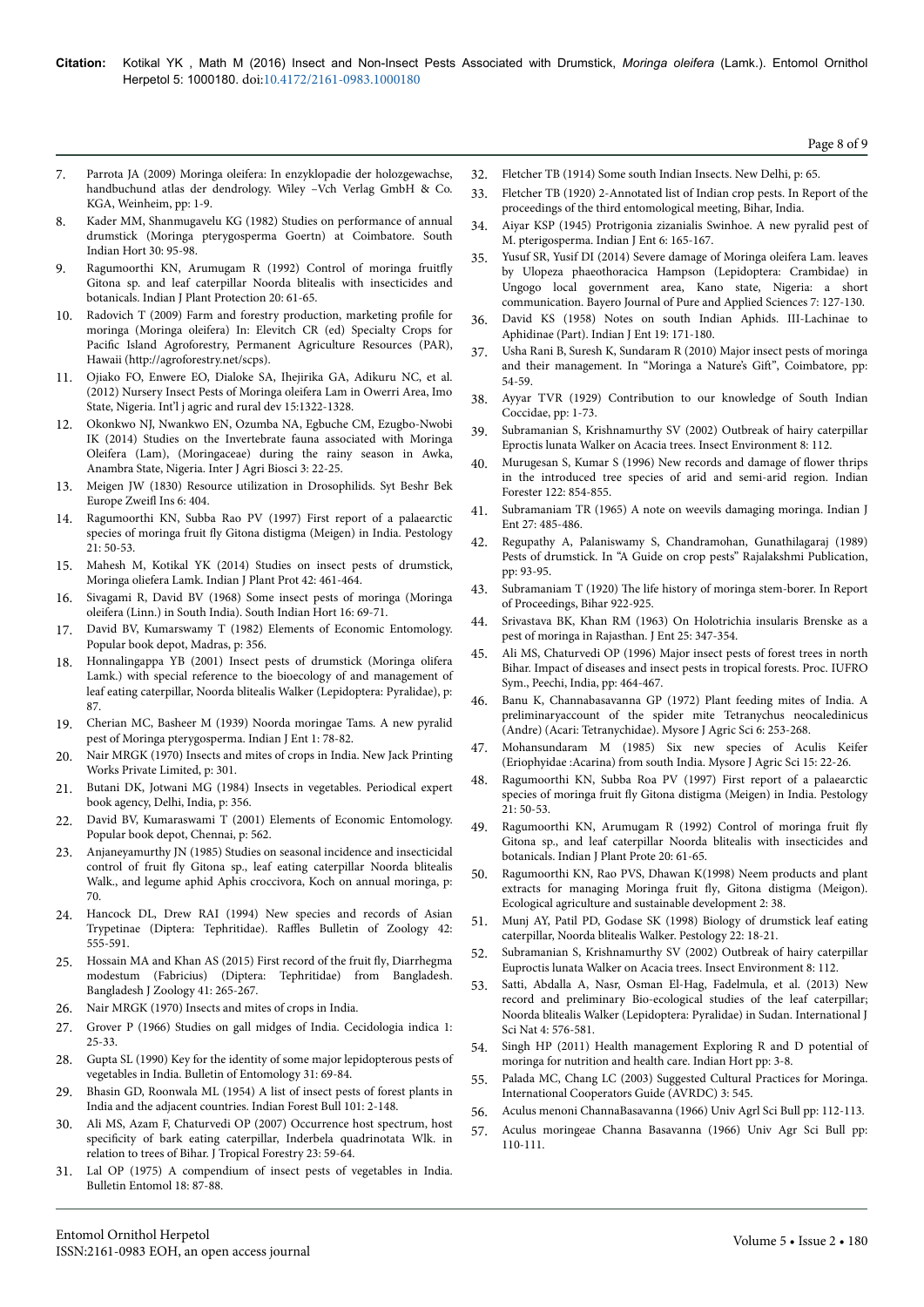7. Parrota JA (2009) Moringa oleifera: In enzyklopadie der holozgewachse, handbuchund atlas der dendrology. Wiley –Vch Verlag GmbH & Co. KGA, Weinheim, pp: 1-9.
8. Kader MM, Shanmugavelu KG (1982) Studies on performance of annual drumstick (Moringa pterygosperma Goertn) at Coimbatore. South Indian Hort 30: 95-98.
9. Ragumoorthi KN, Arumugam R (1992) Control of moringa fruitfly Gitona sp. and leaf caterpillar Noorda blitealis with insecticides and botanicals. Indian J Plant Protection 20: 61-65.
10. Radovich T (2009) Farm and forestry production, marketing profile for moringa (Moringa oleifera) In: Elevitch CR (ed) Specialty Crops for Pacific Island Agroforestry, Permanent Agriculture Resources (PAR), Hawaii (http://agroforestry.net/scps).
11. Ojiako FO, Enwere EO, Dialoke SA, Ihejirika GA, Adikuru NC, et al. (2012) Nursery Insect Pests of Moringa oleifera Lam in Owerri Area, Imo State, Nigeria. Int'l j agric and rural dev 15:1322-1328.
12. Okonkwo NJ, Nwankwo EN, Ozumba NA, Egbuche CM, Ezugbo-Nwobi IK (2014) Studies on the Invertebrate fauna associated with Moringa Oleifera (Lam), (Moringaceae) during the rainy season in Awka, Anambra State, Nigeria. Inter J Agri Biosci 3: 22-25.
13. Meigen JW (1830) Resource utilization in Drosophilids. Syt Beshr Bek Europe Zweifl Ins 6: 404.
14. Ragumoorthi KN, Subba Rao PV (1997) First report of a palaearctic species of moringa fruit fly Gitona distigma (Meigen) in India. Pestology 21: 50-53.
15. Mahesh M, Kotikal YK (2014) Studies on insect pests of drumstick, Moringa oliefera Lamk. Indian J Plant Prot 42: 461-464.
16. Sivagami R, David BV (1968) Some insect pests of moringa (Moringa oleifera (Linn.) in South India). South Indian Hort 16: 69-71.
17. David BV, Kumarswamy T (1982) Elements of Economic Entomology. Popular book depot, Madras, p: 356.
18. Honnalingappa YB (2001) Insect pests of drumstick (Moringa olifera Lamk.) with special reference to the biocology of and management of leaf eating caterpillar, Noorda blitealis Walker (Lepidoptera: Pyralidae), p: 87.
19. Cherian MC, Basheer M (1939) Noorda moringae Tams. A new pyralid pest of Moringa pterygosperma. Indian J Ent 1: 78-82.
20. Nair MRGK (1970) Insects and mites of crops in India. New Jack Printing Works Private Limited, p: 301.
21. Butani DK, Jotwani MG (1984) Insects in vegetables. Periodical expert book agency, Delhi, India, p: 356.
22. David BV, Kumaraswami T (2001) Elements of Economic Entomology. Popular book depot, Chennai, p: 562.
23. Anjaneyamurthy JN (1985) Studies on seasonal incidence and insecticidal control of fruit fly Gitona sp., leaf eating caterpillar Noorda blitealis Walk., and legume aphid Aphis croccivora, Koch on annual moringa, p: 70.
24. Hancock DL, Drew RAI (1994) New species and records of Asian Trypetinae (Diptera: Tephritidae). Raffles Bulletin of Zoology 42: 555-591.
25. Hossain MA and Khan AS (2015) First record of the fruit fly, Diarrhegma modestum (Fabricius) (Diptera: Tephritidae) from Bangladesh. Bangladesh J Zoology 41: 265-267.
26. Nair MRGK (1970) Insects and mites of crops in India.
27. Grover P (1966) Studies on gall midges of India. Cecidologia indica 1: 25-33.
28. Gupta SL (1990) Key for the identity of some major lepidopterous pests of vegetables in India. Bulletin of Entomology 31: 69-84.
29. Bhasin GD, Roonwala ML (1954) A list of insect pests of forest plants in India and the adjacent countries. Indian Forest Bull 101: 2-148.
30. Ali MS, Azam F, Chaturvedi OP (2007) Occurrence host spectrum, host specificity of bark eating caterpillar, Inderbela quadrinotata Wlk. in relation to trees of Bihar. J Tropical Forestry 23: 59-64.
31. Lal OP (1975) A compendium of insect pests of vegetables in India. Bulletin Entomol 18: 87-88.
32. Fletcher TB (1914) Some south Indian Insects. New Delhi, p: 65.
33. Fletcher TB (1920) 2-Annotated list of Indian crop pests. In Report of the proceedings of the third entomological meeting, Bihar, India.
34. Aiyar KSP (1945) Protrigonia zizanialis Swinhoe. A new pyralid pest of M. pterigosperma. Indian J Ent 6: 165-167.
35. Yusuf SR, Yusif DI (2014) Severe damage of Moringa oleifera Lam. leaves by Ulopeza phaeothoracica Hampson (Lepidoptera: Crambidae) in Ungogo local government area, Kano state, Nigeria: a short communication. Bayero Journal of Pure and Applied Sciences 7: 127-130.
36. David KS (1958) Notes on south Indian Aphids. III-Lachinae to Aphidinae (Part). Indian J Ent 19: 171-180.
37. Usha Rani B, Suresh K, Sundaram R (2010) Major insect pests of moringa and their management. In "Moringa a Nature's Gift", Coimbatore, pp: 54-59.
38. Ayyar TVR (1929) Contribution to our knowledge of South Indian Coccidae, pp: 1-73.
39. Subramanian S, Krishnamurthy SV (2002) Outbreak of hairy caterpillar Eproctis lunata Walker on Acacia trees. Insect Environment 8: 112.
40. Murugesan S, Kumar S (1996) New records and damage of flower thrips in the introduced tree species of arid and semi-arid region. Indian Forester 122: 854-855.
41. Subramaniam TR (1965) A note on weevils damaging moringa. Indian J Ent 27: 485-486.
42. Regupathy A, Palaniswamy S, Chandramohan, Gunathilagaraj (1989) Pests of drumstick. In "A Guide on crop pests" Rajalakshmi Publication, pp: 93-95.
43. Subramaniam T (1920) The life history of moringa stem-borer. In Report of Proceedings, Bihar 922-925.
44. Srivastava BK, Khan RM (1963) On Holotrichia insularis Brenske as a pest of moringa in Rajasthan. J Ent 25: 347-354.
45. Ali MS, Chaturvedi OP (1996) Major insect pests of forest trees in north Bihar. Impact of diseases and insect pests in tropical forests. Proc. IUFRO Sym., Peechi, India, pp: 464-467.
46. Banu K, Channabasavanna GP (1972) Plant feeding mites of India. A preliminaryaccount of the spider mite Tetranychus neocaledinicus (Andre) (Acari: Tetranychidae). Mysore J Agric Sci 6: 253-268.
47. Mohansundaram M (1985) Six new species of Aculis Keifer (Eriophyidae :Acarina) from south India. Mysore J Agric Sci 15: 22-26.
48. Ragumoorthi KN, Subba Roa PV (1997) First report of a palaearctic species of moringa fruit fly Gitona distigma (Meigen) in India. Pestology 21: 50-53.
49. Ragumoorthi KN, Arumugam R (1992) Control of moringa fruit fly Gitona sp., and leaf caterpillar Noorda blitealis with insecticides and botanicals. Indian J Plant Prote 20: 61-65.
50. Ragumoorthi KN, Rao PVS, Dhawan K(1998) Neem products and plant extracts for managing Moringa fruit fly, Gitona distigma (Meigon). Ecological agriculture and sustainable development 2: 38.
51. Munj AY, Patil PD, Godase SK (1998) Biology of drumstick leaf eating caterpillar, Noorda blitealis Walker. Pestology 22: 18-21.
52. Subramanian S, Krishnamurthy SV (2002) Outbreak of hairy caterpillar Euproctis lunata Walker on Acacia trees. Insect Environment 8: 112.
53. Satti, Abdalla A, Nasr, Osman El-Hag, Fadelmula, et al. (2013) New record and preliminary Bio-ecological studies of the leaf caterpillar; Noorda blitealis Walker (Lepidoptera: Pyralidae) in Sudan. International J Sci Nat 4: 576-581.
54. Singh HP (2011) Health management Exploring R and D potential of moringa for nutrition and health care. Indian Hort pp: 3-8.
55. Palada MC, Chang LC (2003) Suggested Cultural Practices for Moringa. International Cooperators Guide (AVRDC) 3: 545.
56. Aculus menoni ChannaBasavanna (1966) Univ Agrl Sci Bull pp: 112-113.
57. Aculus moringeae Channa Basavanna (1966) Univ Agr Sci Bull pp: 110-111.